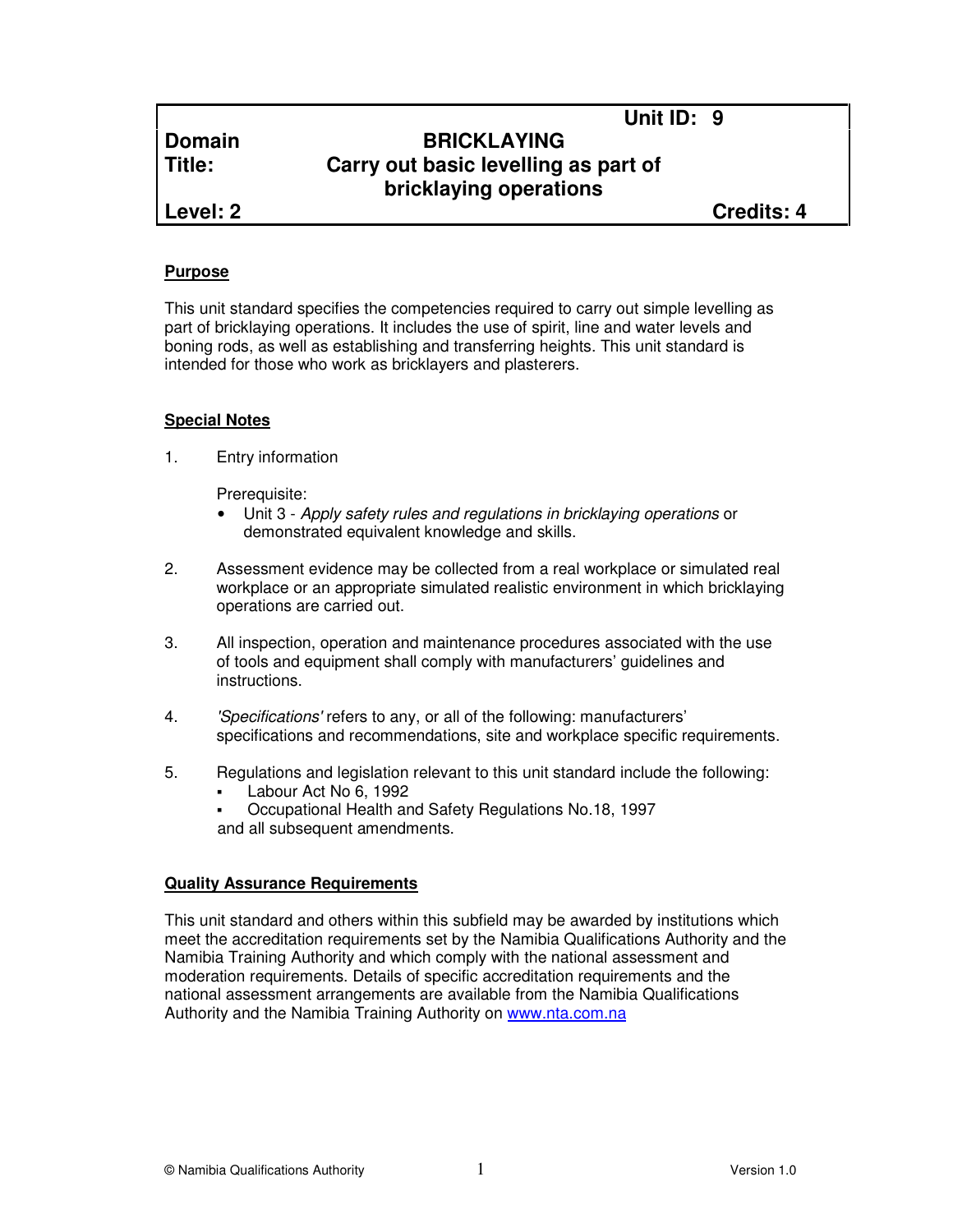| | Unit ID: 9 | |
|---|---|---|
| **Domain** | **BRICKLAYING** | |
| **Title:** | **Carry out basic levelling as part of bricklaying operations** | |
| **Level: 2** | | **Credits: 4** |

## Purpose

This unit standard specifies the competencies required to carry out simple levelling as part of bricklaying operations. It includes the use of spirit, line and water levels and boning rods, as well as establishing and transferring heights. This unit standard is intended for those who work as bricklayers and plasterers.

## Special Notes

1. Entry information

   Prerequisite:
   - Unit 3 - *Apply safety rules and regulations in bricklaying operations* or demonstrated equivalent knowledge and skills.

2. Assessment evidence may be collected from a real workplace or simulated real workplace or an appropriate simulated realistic environment in which bricklaying operations are carried out.

3. All inspection, operation and maintenance procedures associated with the use of tools and equipment shall comply with manufacturers' guidelines and instructions.

4. *'Specifications'* refers to any, or all of the following: manufacturers' specifications and recommendations, site and workplace specific requirements.

5. Regulations and legislation relevant to this unit standard include the following:
   - Labour Act No 6, 1992
   - Occupational Health and Safety Regulations No.18, 1997

   and all subsequent amendments.

## Quality Assurance Requirements

This unit standard and others within this subfield may be awarded by institutions which meet the accreditation requirements set by the Namibia Qualifications Authority and the Namibia Training Authority and which comply with the national assessment and moderation requirements. Details of specific accreditation requirements and the national assessment arrangements are available from the Namibia Qualifications Authority and the Namibia Training Authority on www.nta.com.na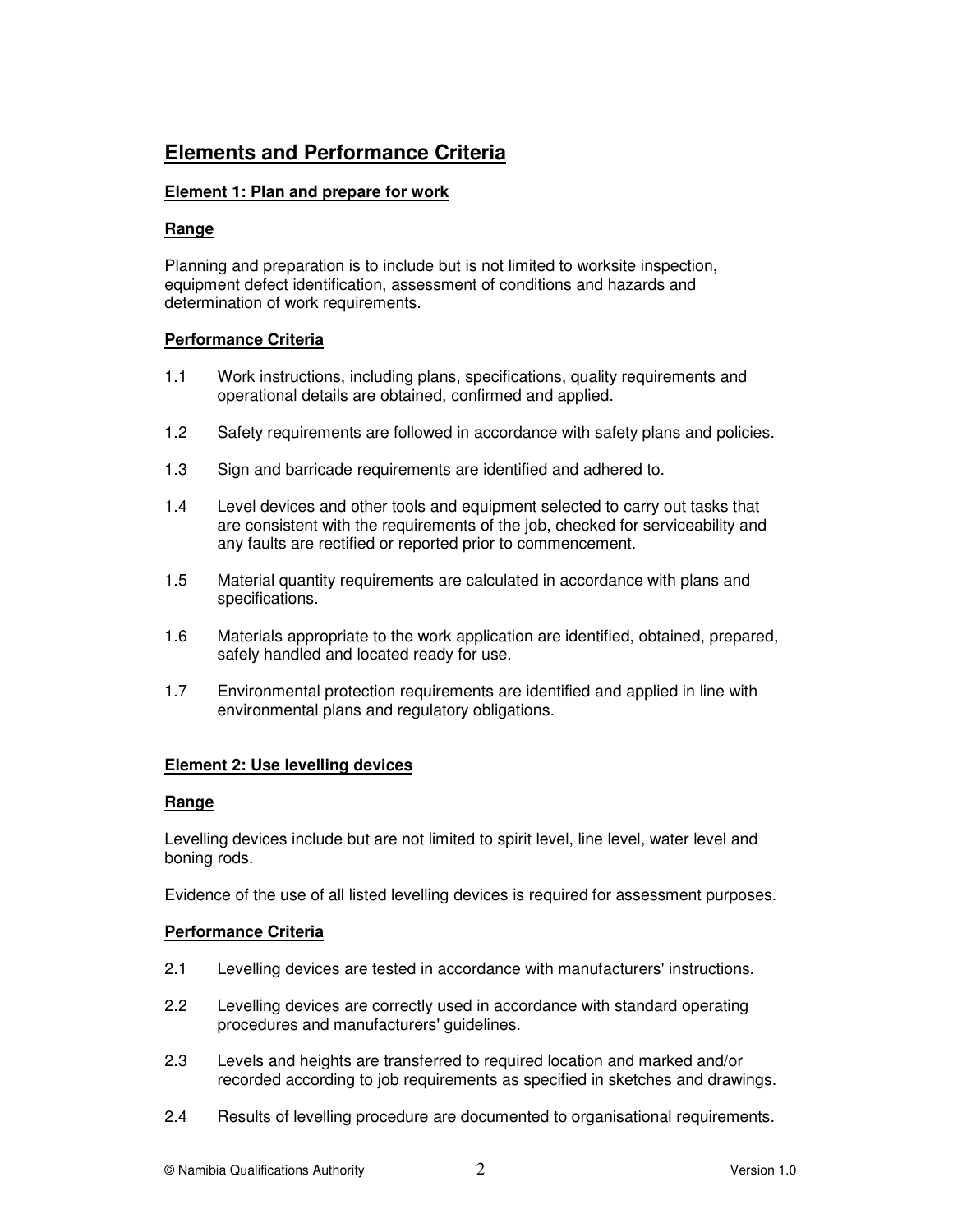## Elements and Performance Criteria

### Element 1: Plan and prepare for work

#### Range

Planning and preparation is to include but is not limited to worksite inspection, equipment defect identification, assessment of conditions and hazards and determination of work requirements.

#### Performance Criteria

1.1 Work instructions, including plans, specifications, quality requirements and operational details are obtained, confirmed and applied.

1.2 Safety requirements are followed in accordance with safety plans and policies.

1.3 Sign and barricade requirements are identified and adhered to.

1.4 Level devices and other tools and equipment selected to carry out tasks that are consistent with the requirements of the job, checked for serviceability and any faults are rectified or reported prior to commencement.

1.5 Material quantity requirements are calculated in accordance with plans and specifications.

1.6 Materials appropriate to the work application are identified, obtained, prepared, safely handled and located ready for use.

1.7 Environmental protection requirements are identified and applied in line with environmental plans and regulatory obligations.

### Element 2: Use levelling devices

#### Range

Levelling devices include but are not limited to spirit level, line level, water level and boning rods.

Evidence of the use of all listed levelling devices is required for assessment purposes.

#### Performance Criteria

2.1 Levelling devices are tested in accordance with manufacturers' instructions.

2.2 Levelling devices are correctly used in accordance with standard operating procedures and manufacturers' guidelines.

2.3 Levels and heights are transferred to required location and marked and/or recorded according to job requirements as specified in sketches and drawings.

2.4 Results of levelling procedure are documented to organisational requirements.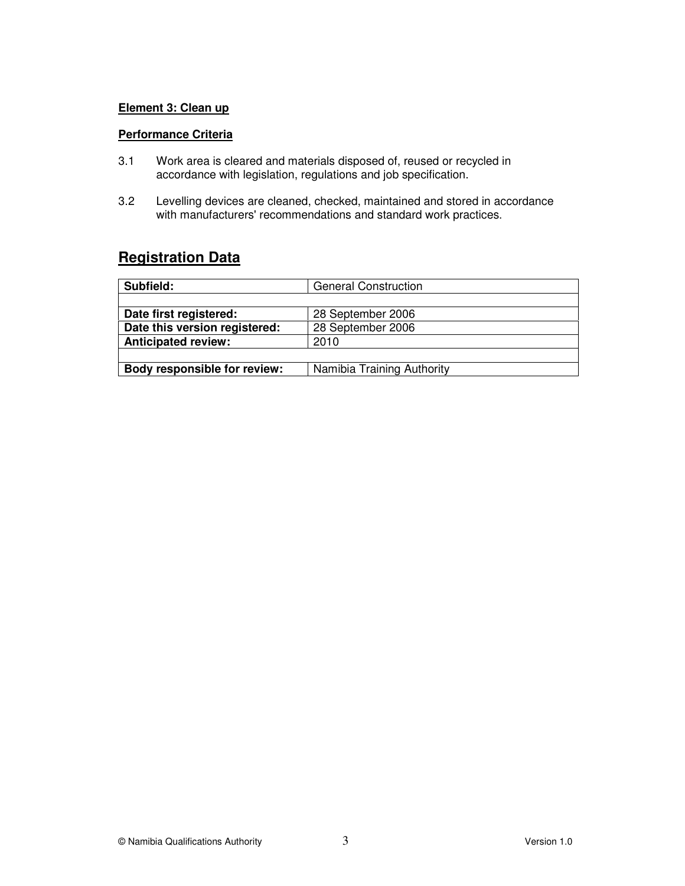**Element 3: Clean up**

**Performance Criteria**

3.1 Work area is cleared and materials disposed of, reused or recycled in accordance with legislation, regulations and job specification.

3.2 Levelling devices are cleaned, checked, maintained and stored in accordance with manufacturers' recommendations and standard work practices.

## Registration Data

| | |
|---|---|
| **Subfield:** | General Construction |
| | |
| **Date first registered:** | 28 September 2006 |
| **Date this version registered:** | 28 September 2006 |
| **Anticipated review:** | 2010 |
| | |
| **Body responsible for review:** | Namibia Training Authority |